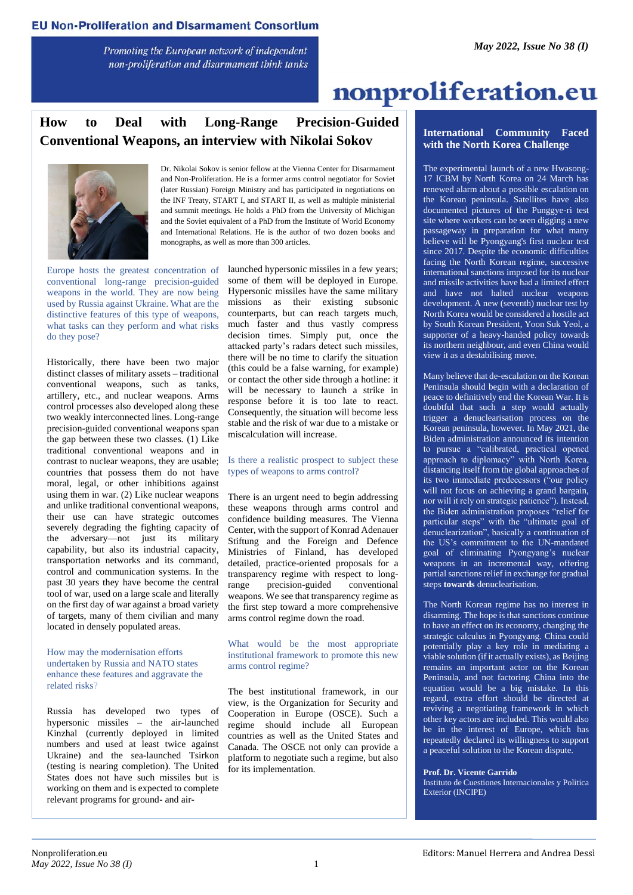**EU Non-Proliferation and Disarmament Consortium**

*Promoting the European network of independent non-proliferation and disarmament think tanks*

*May 2022, Issue No 38 (I)*

# nonproliferation.eu

## How to Deal with Long-Range Precision-Guided Conventional Weapons, an interview with Nikolai Sokov

Dr. Nikolai Sokov is senior fellow at the Vienna Center for Disarmament and Non-Proliferation. He is a former arms control negotiator for Soviet (later Russian) Foreign Ministry and has participated in negotiations on the INF Treaty, START I, and START II, as well as multiple ministerial and summit meetings. He holds a PhD from the University of Michigan and the Soviet equivalent of a PhD from the Institute of World Economy and International Relations. He is the author of two dozen books and monographs, as well as more than 300 articles.

**Europe hosts the greatest concentration of conventional long-range precision-guided weapons in the world. They are now being used by Russia against Ukraine. What are the distinctive features of this type of weapons, what tasks can they perform and what risks do they pose?**

Historically, there have been two major distinct classes of military assets – traditional conventional weapons, such as tanks, artillery, etc., and nuclear weapons. Arms control processes also developed along these two weakly interconnected lines. Long-range precision-guided conventional weapons span the gap between these two classes. (1) Like traditional conventional weapons and in contrast to nuclear weapons, they are usable; countries that possess them do not have moral, legal, or other inhibitions against using them in war. (2) Like nuclear weapons and unlike traditional conventional weapons, their use can have strategic outcomes severely degrading the fighting capacity of the adversary—not just its military capability, but also its industrial capacity, transportation networks and its command, control and communication systems. In the past 30 years they have become the central tool of war, used on a large scale and literally on the first day of war against a broad variety of targets, many of them civilian and many located in densely populated areas.

**How may the modernisation efforts undertaken by Russia and NATO states enhance these features and aggravate the related risks?**

Russia has developed two types of hypersonic missiles – the air-launched Kinzhal (currently deployed in limited numbers and used at least twice against Ukraine) and the sea-launched Tsirkon (testing is nearing completion). The United States does not have such missiles but is working on them and is expected to complete relevant programs for ground- and air-launched hypersonic missiles in a few years; some of them will be deployed in Europe. Hypersonic missiles have the same military missions as their existing subsonic counterparts, but can reach targets much, much faster and thus vastly compress decision times. Simply put, once the attacked party's radars detect such missiles, there will be no time to clarify the situation (this could be a false warning, for example) or contact the other side through a hotline: it will be necessary to launch a strike in response before it is too late to react. Consequently, the situation will become less stable and the risk of war due to a mistake or miscalculation will increase.

**Is there a realistic prospect to subject these types of weapons to arms control?**

There is an urgent need to begin addressing these weapons through arms control and confidence building measures. The Vienna Center, with the support of Konrad Adenauer Stiftung and the Foreign and Defence Ministries of Finland, has developed detailed, practice-oriented proposals for a transparency regime with respect to long-range precision-guided conventional weapons. We see that transparency regime as the first step toward a more comprehensive arms control regime down the road.

**What would be the most appropriate institutional framework to promote this new arms control regime?**

The best institutional framework, in our view, is the Organization for Security and Cooperation in Europe (OSCE). Such a regime should include all European countries as well as the United States and Canada. The OSCE not only can provide a platform to negotiate such a regime, but also for its implementation.

## International Community Faced with the North Korea Challenge

The experimental launch of a new Hwasong-17 ICBM by North Korea on 24 March has renewed alarm about a possible escalation on the Korean peninsula. Satellites have also documented pictures of the Punggye-ri test site where workers can be seen digging a new passageway in preparation for what many believe will be Pyongyang's first nuclear test since 2017. Despite the economic difficulties facing the North Korean regime, successive international sanctions imposed for its nuclear and missile activities have had a limited effect and have not halted nuclear weapons development. A new (seventh) nuclear test by North Korea would be considered a hostile act by South Korean President, Yoon Suk Yeol, a supporter of a heavy-handed policy towards its northern neighbour, and even China would view it as a destabilising move.

Many believe that de-escalation on the Korean Peninsula should begin with a declaration of peace to definitively end the Korean War. It is doubtful that such a step would actually trigger a denuclearisation process on the Korean peninsula, however. In May 2021, the Biden administration announced its intention to pursue a "calibrated, practical opened approach to diplomacy" with North Korea, distancing itself from the global approaches of its two immediate predecessors ("our policy will not focus on achieving a grand bargain, nor will it rely on strategic patience"). Instead, the Biden administration proposes "relief for particular steps" with the "ultimate goal of denuclearization", basically a continuation of the US's commitment to the UN-mandated goal of eliminating Pyongyang's nuclear weapons in an incremental way, offering partial sanctions relief in exchange for gradual steps **towards** denuclearisation.

The North Korean regime has no interest in disarming. The hope is that sanctions continue to have an effect on its economy, changing the strategic calculus in Pyongyang. China could potentially play a key role in mediating a viable solution (if it actually exists), as Beijing remains an important actor on the Korean Peninsula, and not factoring China into the equation would be a big mistake. In this regard, extra effort should be directed at reviving a negotiating framework in which other key actors are included. This would also be in the interest of Europe, which has repeatedly declared its willingness to support a peaceful solution to the Korean dispute.

**Prof. Dr. Vicente Garrido**
Instituto de Cuestiones Internacionales y Politica Exterior (INCIPE)

Editors: Manuel Herrera and Andrea Dessì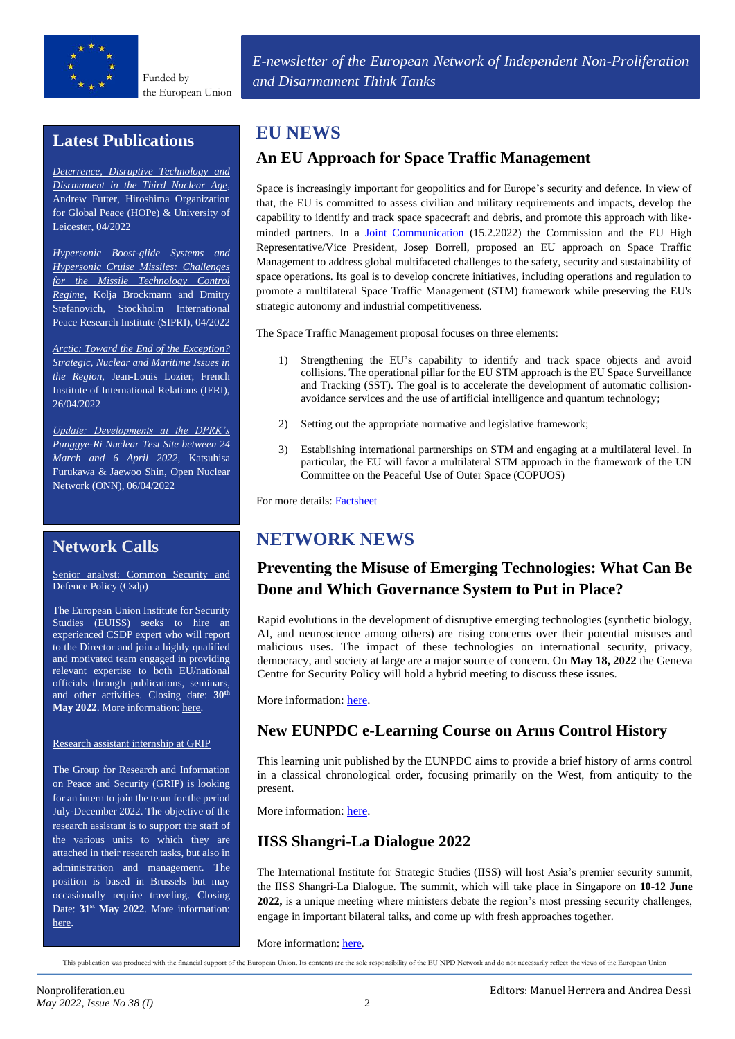Funded by the European Union

*E-newsletter of the European Network of Independent Non-Proliferation and Disarmament Think Tanks*

## Latest Publications

*Deterrence, Disruptive Technology and Disrmament in the Third Nuclear Age*, Andrew Futter, Hiroshima Organization for Global Peace (HOPe) & University of Leicester, 04/2022

*Hypersonic Boost-glide Systems and Hypersonic Cruise Missiles: Challenges for the Missile Technology Control Regime*, Kolja Brockmann and Dmitry Stefanovich, Stockholm International Peace Research Institute (SIPRI), 04/2022

*Arctic: Toward the End of the Exception? Strategic, Nuclear and Maritime Issues in the Region*, Jean-Louis Lozier, French Institute of International Relations (IFRI), 26/04/2022

*Update: Developments at the DPRK's Punggye-Ri Nuclear Test Site between 24 March and 6 April 2022*, Katsuhisa Furukawa & Jaewoo Shin, Open Nuclear Network (ONN), 06/04/2022

## Network Calls

Senior analyst: Common Security and Defence Policy (Csdp)

The European Union Institute for Security Studies (EUISS) seeks to hire an experienced CSDP expert who will report to the Director and join a highly qualified and motivated team engaged in providing relevant expertise to both EU/national officials through publications, seminars, and other activities. Closing date: **30th May 2022**. More information: here.

Research assistant internship at GRIP

The Group for Research and Information on Peace and Security (GRIP) is looking for an intern to join the team for the period July-December 2022. The objective of the research assistant is to support the staff of the various units to which they are attached in their research tasks, but also in administration and management. The position is based in Brussels but may occasionally require traveling. Closing Date: **31st May 2022**. More information: here.

# EU NEWS

## An EU Approach for Space Traffic Management

Space is increasingly important for geopolitics and for Europe's security and defence. In view of that, the EU is committed to assess civilian and military requirements and impacts, develop the capability to identify and track space spacecraft and debris, and promote this approach with like-minded partners. In a Joint Communication (15.2.2022) the Commission and the EU High Representative/Vice President, Josep Borrell, proposed an EU approach on Space Traffic Management to address global multifaceted challenges to the safety, security and sustainability of space operations. Its goal is to develop concrete initiatives, including operations and regulation to promote a multilateral Space Traffic Management (STM) framework while preserving the EU's strategic autonomy and industrial competitiveness.

The Space Traffic Management proposal focuses on three elements:

1) Strengthening the EU's capability to identify and track space objects and avoid collisions. The operational pillar for the EU STM approach is the EU Space Surveillance and Tracking (SST). The goal is to accelerate the development of automatic collision-avoidance services and the use of artificial intelligence and quantum technology;
2) Setting out the appropriate normative and legislative framework;
3) Establishing international partnerships on STM and engaging at a multilateral level. In particular, the EU will favor a multilateral STM approach in the framework of the UN Committee on the Peaceful Use of Outer Space (COPUOS)

For more details: Factsheet

# NETWORK NEWS

## Preventing the Misuse of Emerging Technologies: What Can Be Done and Which Governance System to Put in Place?

Rapid evolutions in the development of disruptive emerging technologies (synthetic biology, AI, and neuroscience among others) are rising concerns over their potential misuses and malicious uses. The impact of these technologies on international security, privacy, democracy, and society at large are a major source of concern. On **May 18, 2022** the Geneva Centre for Security Policy will hold a hybrid meeting to discuss these issues.

More information: here.

## New EUNPDC e-Learning Course on Arms Control History

This learning unit published by the EUNPDC aims to provide a brief history of arms control in a classical chronological order, focusing primarily on the West, from antiquity to the present.

More information: here.

## IISS Shangri-La Dialogue 2022

The International Institute for Strategic Studies (IISS) will host Asia's premier security summit, the IISS Shangri-La Dialogue. The summit, which will take place in Singapore on **10-12 June 2022,** is a unique meeting where ministers debate the region's most pressing security challenges, engage in important bilateral talks, and come up with fresh approaches together.

More information: here.

This publication was produced with the financial support of the European Union. Its contents are the sole responsibility of the EU NPD Network and do not necessarily reflect the views of the European Union